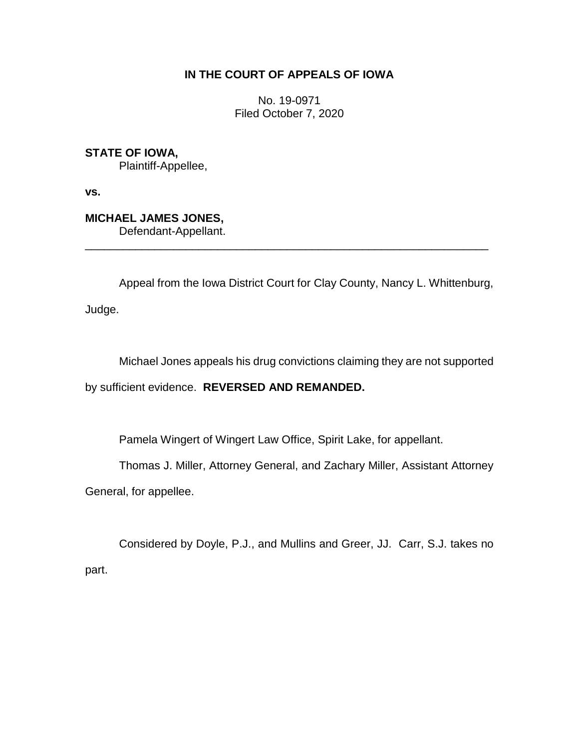**IN THE COURT OF APPEALS OF IOWA**

No. 19-0971
Filed October 7, 2020

**STATE OF IOWA,**
Plaintiff-Appellee,

**vs.**

**MICHAEL JAMES JONES,**
Defendant-Appellant.

---

Appeal from the Iowa District Court for Clay County, Nancy L. Whittenburg, Judge.

Michael Jones appeals his drug convictions claiming they are not supported by sufficient evidence. **REVERSED AND REMANDED.**

Pamela Wingert of Wingert Law Office, Spirit Lake, for appellant.

Thomas J. Miller, Attorney General, and Zachary Miller, Assistant Attorney General, for appellee.

Considered by Doyle, P.J., and Mullins and Greer, JJ. Carr, S.J. takes no part.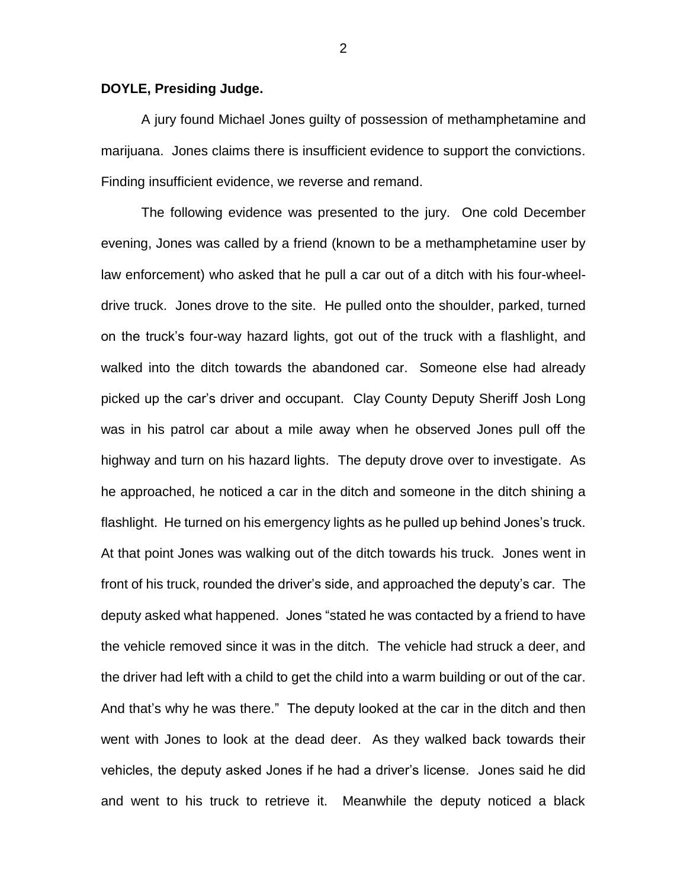**DOYLE, Presiding Judge.**

A jury found Michael Jones guilty of possession of methamphetamine and marijuana. Jones claims there is insufficient evidence to support the convictions. Finding insufficient evidence, we reverse and remand.

The following evidence was presented to the jury. One cold December evening, Jones was called by a friend (known to be a methamphetamine user by law enforcement) who asked that he pull a car out of a ditch with his four-wheel-drive truck. Jones drove to the site. He pulled onto the shoulder, parked, turned on the truck's four-way hazard lights, got out of the truck with a flashlight, and walked into the ditch towards the abandoned car. Someone else had already picked up the car's driver and occupant. Clay County Deputy Sheriff Josh Long was in his patrol car about a mile away when he observed Jones pull off the highway and turn on his hazard lights. The deputy drove over to investigate. As he approached, he noticed a car in the ditch and someone in the ditch shining a flashlight. He turned on his emergency lights as he pulled up behind Jones's truck. At that point Jones was walking out of the ditch towards his truck. Jones went in front of his truck, rounded the driver's side, and approached the deputy's car. The deputy asked what happened. Jones "stated he was contacted by a friend to have the vehicle removed since it was in the ditch. The vehicle had struck a deer, and the driver had left with a child to get the child into a warm building or out of the car. And that's why he was there." The deputy looked at the car in the ditch and then went with Jones to look at the dead deer. As they walked back towards their vehicles, the deputy asked Jones if he had a driver's license. Jones said he did and went to his truck to retrieve it. Meanwhile the deputy noticed a black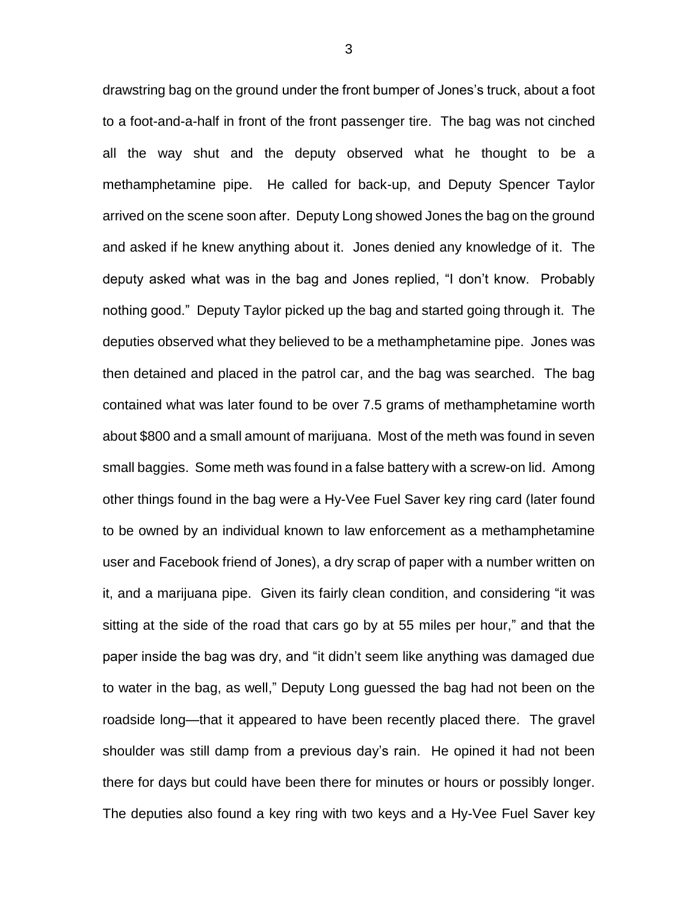drawstring bag on the ground under the front bumper of Jones's truck, about a foot to a foot-and-a-half in front of the front passenger tire. The bag was not cinched all the way shut and the deputy observed what he thought to be a methamphetamine pipe. He called for back-up, and Deputy Spencer Taylor arrived on the scene soon after. Deputy Long showed Jones the bag on the ground and asked if he knew anything about it. Jones denied any knowledge of it. The deputy asked what was in the bag and Jones replied, "I don't know. Probably nothing good." Deputy Taylor picked up the bag and started going through it. The deputies observed what they believed to be a methamphetamine pipe. Jones was then detained and placed in the patrol car, and the bag was searched. The bag contained what was later found to be over 7.5 grams of methamphetamine worth about $800 and a small amount of marijuana. Most of the meth was found in seven small baggies. Some meth was found in a false battery with a screw-on lid. Among other things found in the bag were a Hy-Vee Fuel Saver key ring card (later found to be owned by an individual known to law enforcement as a methamphetamine user and Facebook friend of Jones), a dry scrap of paper with a number written on it, and a marijuana pipe. Given its fairly clean condition, and considering "it was sitting at the side of the road that cars go by at 55 miles per hour," and that the paper inside the bag was dry, and "it didn't seem like anything was damaged due to water in the bag, as well," Deputy Long guessed the bag had not been on the roadside long—that it appeared to have been recently placed there. The gravel shoulder was still damp from a previous day's rain. He opined it had not been there for days but could have been there for minutes or hours or possibly longer. The deputies also found a key ring with two keys and a Hy-Vee Fuel Saver key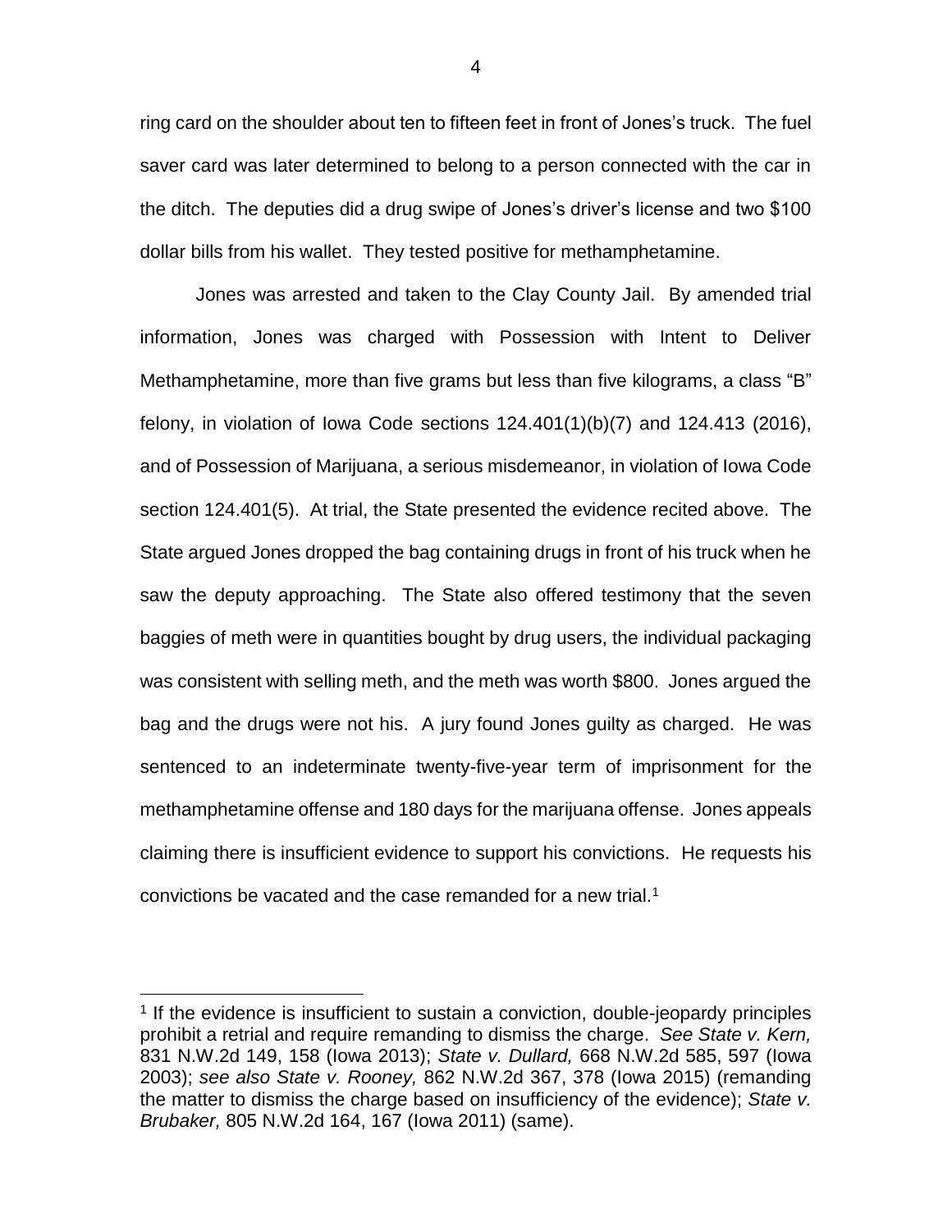ring card on the shoulder about ten to fifteen feet in front of Jones's truck. The fuel saver card was later determined to belong to a person connected with the car in the ditch. The deputies did a drug swipe of Jones's driver's license and two $100 dollar bills from his wallet. They tested positive for methamphetamine.

Jones was arrested and taken to the Clay County Jail. By amended trial information, Jones was charged with Possession with Intent to Deliver Methamphetamine, more than five grams but less than five kilograms, a class "B" felony, in violation of Iowa Code sections 124.401(1)(b)(7) and 124.413 (2016), and of Possession of Marijuana, a serious misdemeanor, in violation of Iowa Code section 124.401(5). At trial, the State presented the evidence recited above. The State argued Jones dropped the bag containing drugs in front of his truck when he saw the deputy approaching. The State also offered testimony that the seven baggies of meth were in quantities bought by drug users, the individual packaging was consistent with selling meth, and the meth was worth $800. Jones argued the bag and the drugs were not his. A jury found Jones guilty as charged. He was sentenced to an indeterminate twenty-five-year term of imprisonment for the methamphetamine offense and 180 days for the marijuana offense. Jones appeals claiming there is insufficient evidence to support his convictions. He requests his convictions be vacated and the case remanded for a new trial.[1]

---

[1] If the evidence is insufficient to sustain a conviction, double-jeopardy principles prohibit a retrial and require remanding to dismiss the charge. *See State v. Kern,* 831 N.W.2d 149, 158 (Iowa 2013); *State v. Dullard,* 668 N.W.2d 585, 597 (Iowa 2003); *see also State v. Rooney,* 862 N.W.2d 367, 378 (Iowa 2015) (remanding the matter to dismiss the charge based on insufficiency of the evidence); *State v. Brubaker,* 805 N.W.2d 164, 167 (Iowa 2011) (same).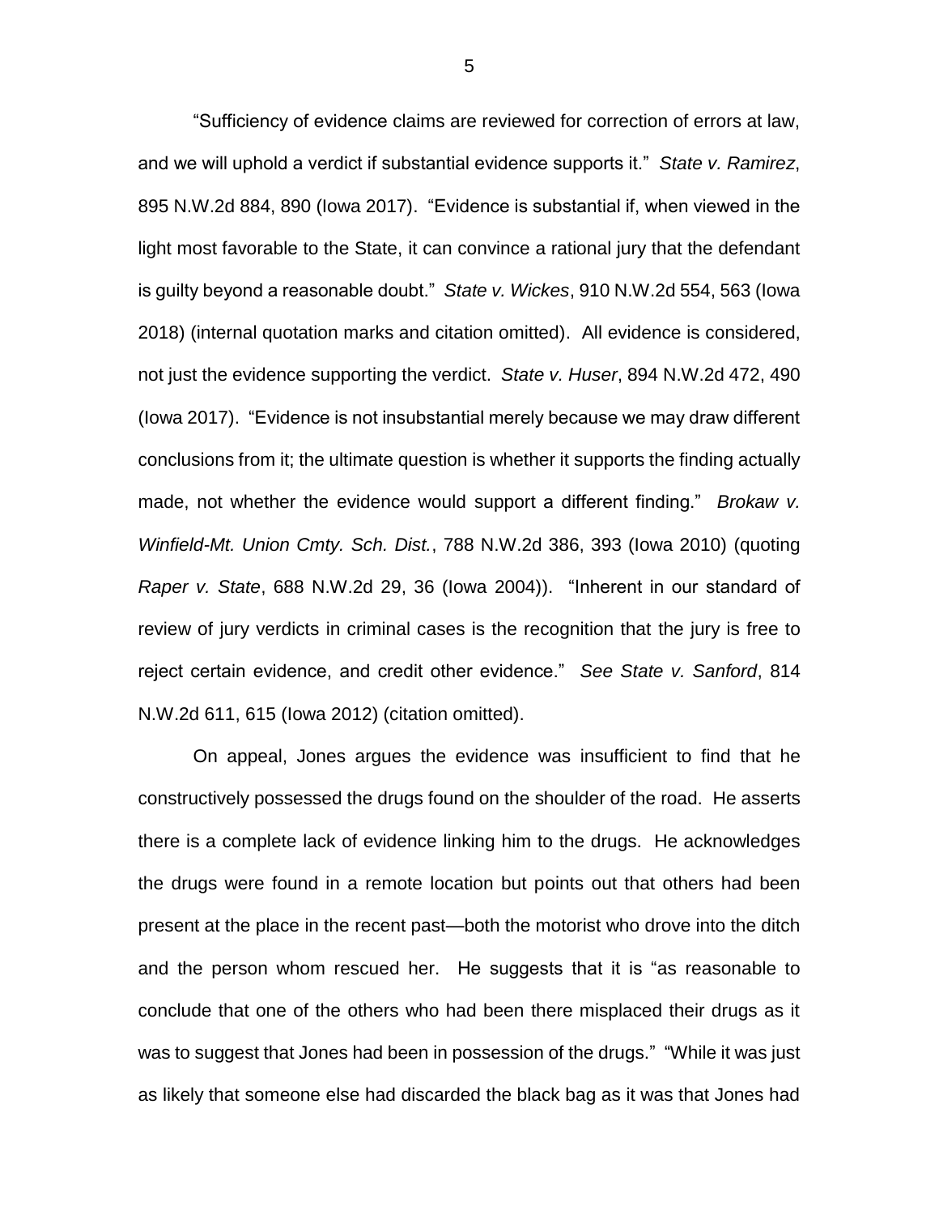"Sufficiency of evidence claims are reviewed for correction of errors at law, and we will uphold a verdict if substantial evidence supports it." *State v. Ramirez*, 895 N.W.2d 884, 890 (Iowa 2017). "Evidence is substantial if, when viewed in the light most favorable to the State, it can convince a rational jury that the defendant is guilty beyond a reasonable doubt." *State v. Wickes*, 910 N.W.2d 554, 563 (Iowa 2018) (internal quotation marks and citation omitted). All evidence is considered, not just the evidence supporting the verdict. *State v. Huser*, 894 N.W.2d 472, 490 (Iowa 2017). "Evidence is not insubstantial merely because we may draw different conclusions from it; the ultimate question is whether it supports the finding actually made, not whether the evidence would support a different finding." *Brokaw v. Winfield-Mt. Union Cmty. Sch. Dist.*, 788 N.W.2d 386, 393 (Iowa 2010) (quoting *Raper v. State*, 688 N.W.2d 29, 36 (Iowa 2004)). "Inherent in our standard of review of jury verdicts in criminal cases is the recognition that the jury is free to reject certain evidence, and credit other evidence." *See State v. Sanford*, 814 N.W.2d 611, 615 (Iowa 2012) (citation omitted).

On appeal, Jones argues the evidence was insufficient to find that he constructively possessed the drugs found on the shoulder of the road. He asserts there is a complete lack of evidence linking him to the drugs. He acknowledges the drugs were found in a remote location but points out that others had been present at the place in the recent past—both the motorist who drove into the ditch and the person whom rescued her. He suggests that it is "as reasonable to conclude that one of the others who had been there misplaced their drugs as it was to suggest that Jones had been in possession of the drugs." "While it was just as likely that someone else had discarded the black bag as it was that Jones had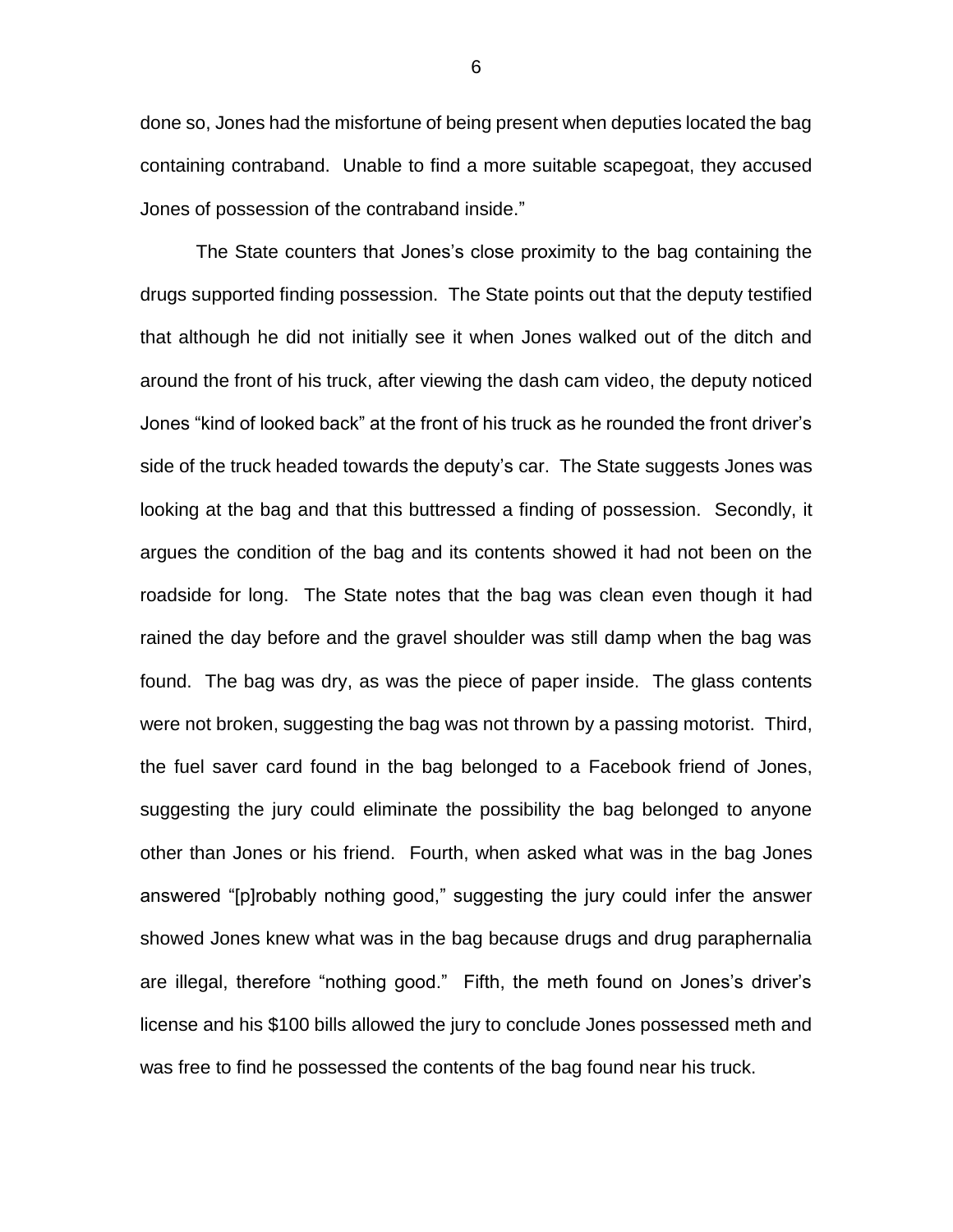done so, Jones had the misfortune of being present when deputies located the bag containing contraband. Unable to find a more suitable scapegoat, they accused Jones of possession of the contraband inside."

The State counters that Jones's close proximity to the bag containing the drugs supported finding possession. The State points out that the deputy testified that although he did not initially see it when Jones walked out of the ditch and around the front of his truck, after viewing the dash cam video, the deputy noticed Jones "kind of looked back" at the front of his truck as he rounded the front driver's side of the truck headed towards the deputy's car. The State suggests Jones was looking at the bag and that this buttressed a finding of possession. Secondly, it argues the condition of the bag and its contents showed it had not been on the roadside for long. The State notes that the bag was clean even though it had rained the day before and the gravel shoulder was still damp when the bag was found. The bag was dry, as was the piece of paper inside. The glass contents were not broken, suggesting the bag was not thrown by a passing motorist. Third, the fuel saver card found in the bag belonged to a Facebook friend of Jones, suggesting the jury could eliminate the possibility the bag belonged to anyone other than Jones or his friend. Fourth, when asked what was in the bag Jones answered "[p]robably nothing good," suggesting the jury could infer the answer showed Jones knew what was in the bag because drugs and drug paraphernalia are illegal, therefore "nothing good." Fifth, the meth found on Jones's driver's license and his $100 bills allowed the jury to conclude Jones possessed meth and was free to find he possessed the contents of the bag found near his truck.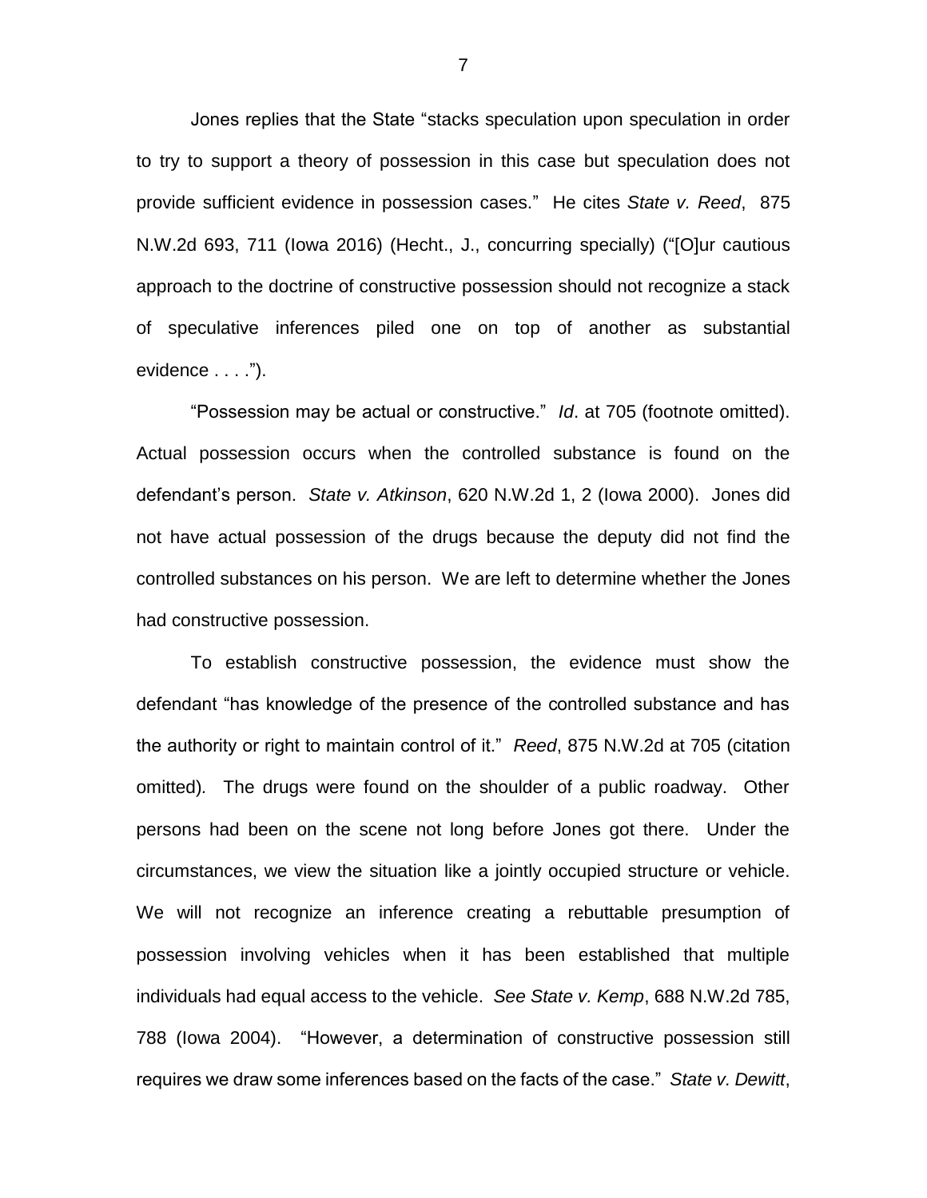Jones replies that the State "stacks speculation upon speculation in order to try to support a theory of possession in this case but speculation does not provide sufficient evidence in possession cases." He cites *State v. Reed*, 875 N.W.2d 693, 711 (Iowa 2016) (Hecht., J., concurring specially) ("[O]ur cautious approach to the doctrine of constructive possession should not recognize a stack of speculative inferences piled one on top of another as substantial evidence . . . .").

"Possession may be actual or constructive." *Id*. at 705 (footnote omitted). Actual possession occurs when the controlled substance is found on the defendant's person. *State v. Atkinson*, 620 N.W.2d 1, 2 (Iowa 2000). Jones did not have actual possession of the drugs because the deputy did not find the controlled substances on his person. We are left to determine whether the Jones had constructive possession.

To establish constructive possession, the evidence must show the defendant "has knowledge of the presence of the controlled substance and has the authority or right to maintain control of it." *Reed*, 875 N.W.2d at 705 (citation omitted). The drugs were found on the shoulder of a public roadway. Other persons had been on the scene not long before Jones got there. Under the circumstances, we view the situation like a jointly occupied structure or vehicle. We will not recognize an inference creating a rebuttable presumption of possession involving vehicles when it has been established that multiple individuals had equal access to the vehicle. *See State v. Kemp*, 688 N.W.2d 785, 788 (Iowa 2004). "However, a determination of constructive possession still requires we draw some inferences based on the facts of the case." *State v. Dewitt*,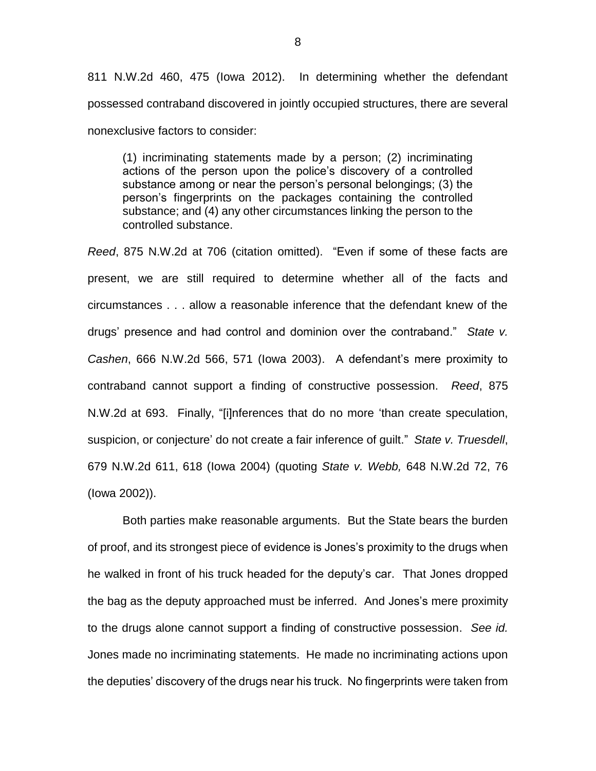811 N.W.2d 460, 475 (Iowa 2012). In determining whether the defendant possessed contraband discovered in jointly occupied structures, there are several nonexclusive factors to consider:

> (1) incriminating statements made by a person; (2) incriminating actions of the person upon the police's discovery of a controlled substance among or near the person's personal belongings; (3) the person's fingerprints on the packages containing the controlled substance; and (4) any other circumstances linking the person to the controlled substance.

*Reed*, 875 N.W.2d at 706 (citation omitted). "Even if some of these facts are present, we are still required to determine whether all of the facts and circumstances . . . allow a reasonable inference that the defendant knew of the drugs' presence and had control and dominion over the contraband." *State v. Cashen*, 666 N.W.2d 566, 571 (Iowa 2003). A defendant's mere proximity to contraband cannot support a finding of constructive possession. *Reed*, 875 N.W.2d at 693. Finally, "[i]nferences that do no more 'than create speculation, suspicion, or conjecture' do not create a fair inference of guilt." *State v. Truesdell*, 679 N.W.2d 611, 618 (Iowa 2004) (quoting *State v. Webb,* 648 N.W.2d 72, 76 (Iowa 2002)).

Both parties make reasonable arguments. But the State bears the burden of proof, and its strongest piece of evidence is Jones's proximity to the drugs when he walked in front of his truck headed for the deputy's car. That Jones dropped the bag as the deputy approached must be inferred. And Jones's mere proximity to the drugs alone cannot support a finding of constructive possession. *See id.* Jones made no incriminating statements. He made no incriminating actions upon the deputies' discovery of the drugs near his truck. No fingerprints were taken from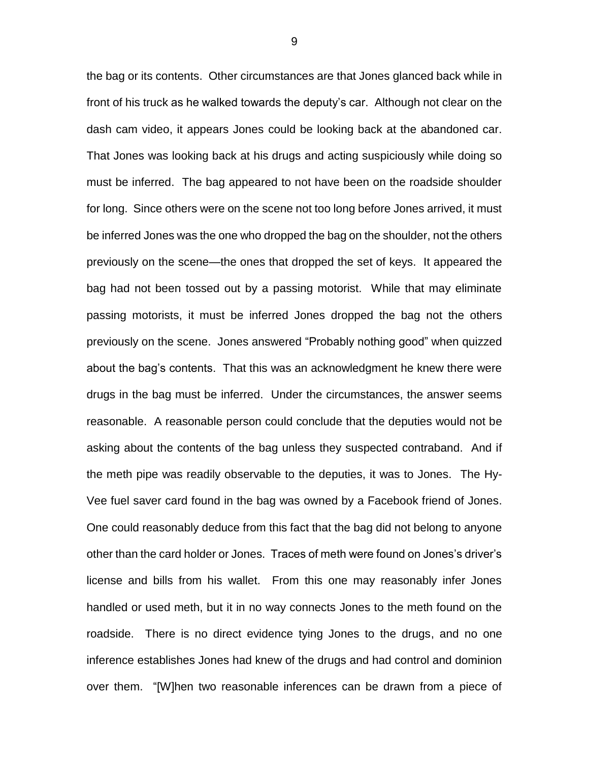the bag or its contents. Other circumstances are that Jones glanced back while in front of his truck as he walked towards the deputy's car. Although not clear on the dash cam video, it appears Jones could be looking back at the abandoned car. That Jones was looking back at his drugs and acting suspiciously while doing so must be inferred. The bag appeared to not have been on the roadside shoulder for long. Since others were on the scene not too long before Jones arrived, it must be inferred Jones was the one who dropped the bag on the shoulder, not the others previously on the scene—the ones that dropped the set of keys. It appeared the bag had not been tossed out by a passing motorist. While that may eliminate passing motorists, it must be inferred Jones dropped the bag not the others previously on the scene. Jones answered "Probably nothing good" when quizzed about the bag's contents. That this was an acknowledgment he knew there were drugs in the bag must be inferred. Under the circumstances, the answer seems reasonable. A reasonable person could conclude that the deputies would not be asking about the contents of the bag unless they suspected contraband. And if the meth pipe was readily observable to the deputies, it was to Jones. The Hy-Vee fuel saver card found in the bag was owned by a Facebook friend of Jones. One could reasonably deduce from this fact that the bag did not belong to anyone other than the card holder or Jones. Traces of meth were found on Jones's driver's license and bills from his wallet. From this one may reasonably infer Jones handled or used meth, but it in no way connects Jones to the meth found on the roadside. There is no direct evidence tying Jones to the drugs, and no one inference establishes Jones had knew of the drugs and had control and dominion over them. "[W]hen two reasonable inferences can be drawn from a piece of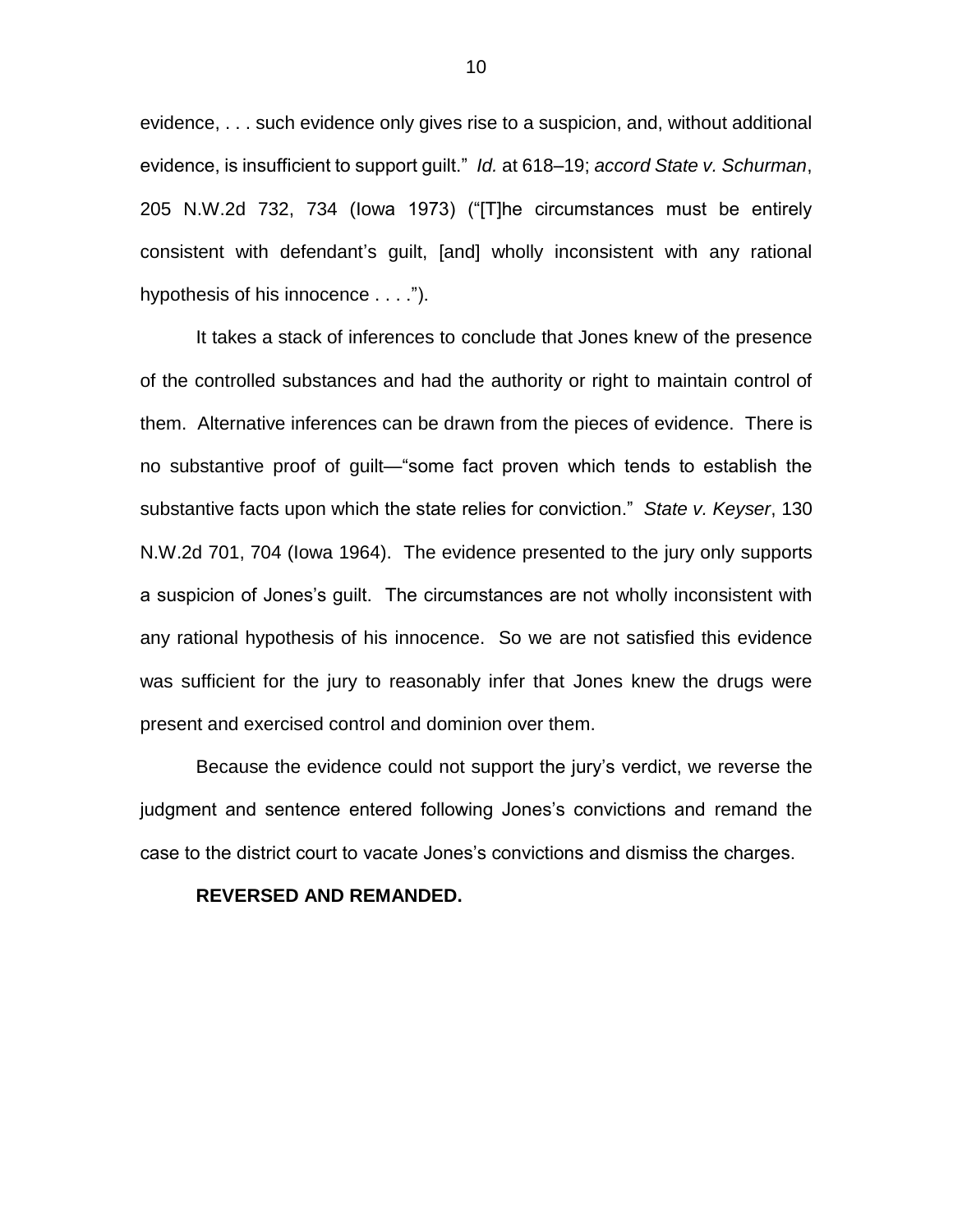evidence, . . . such evidence only gives rise to a suspicion, and, without additional evidence, is insufficient to support guilt." *Id.* at 618–19; *accord State v. Schurman*, 205 N.W.2d 732, 734 (Iowa 1973) ("[T]he circumstances must be entirely consistent with defendant's guilt, [and] wholly inconsistent with any rational hypothesis of his innocence . . . .").

It takes a stack of inferences to conclude that Jones knew of the presence of the controlled substances and had the authority or right to maintain control of them. Alternative inferences can be drawn from the pieces of evidence. There is no substantive proof of guilt—"some fact proven which tends to establish the substantive facts upon which the state relies for conviction." *State v. Keyser*, 130 N.W.2d 701, 704 (Iowa 1964). The evidence presented to the jury only supports a suspicion of Jones's guilt. The circumstances are not wholly inconsistent with any rational hypothesis of his innocence. So we are not satisfied this evidence was sufficient for the jury to reasonably infer that Jones knew the drugs were present and exercised control and dominion over them.

Because the evidence could not support the jury's verdict, we reverse the judgment and sentence entered following Jones's convictions and remand the case to the district court to vacate Jones's convictions and dismiss the charges.

**REVERSED AND REMANDED.**